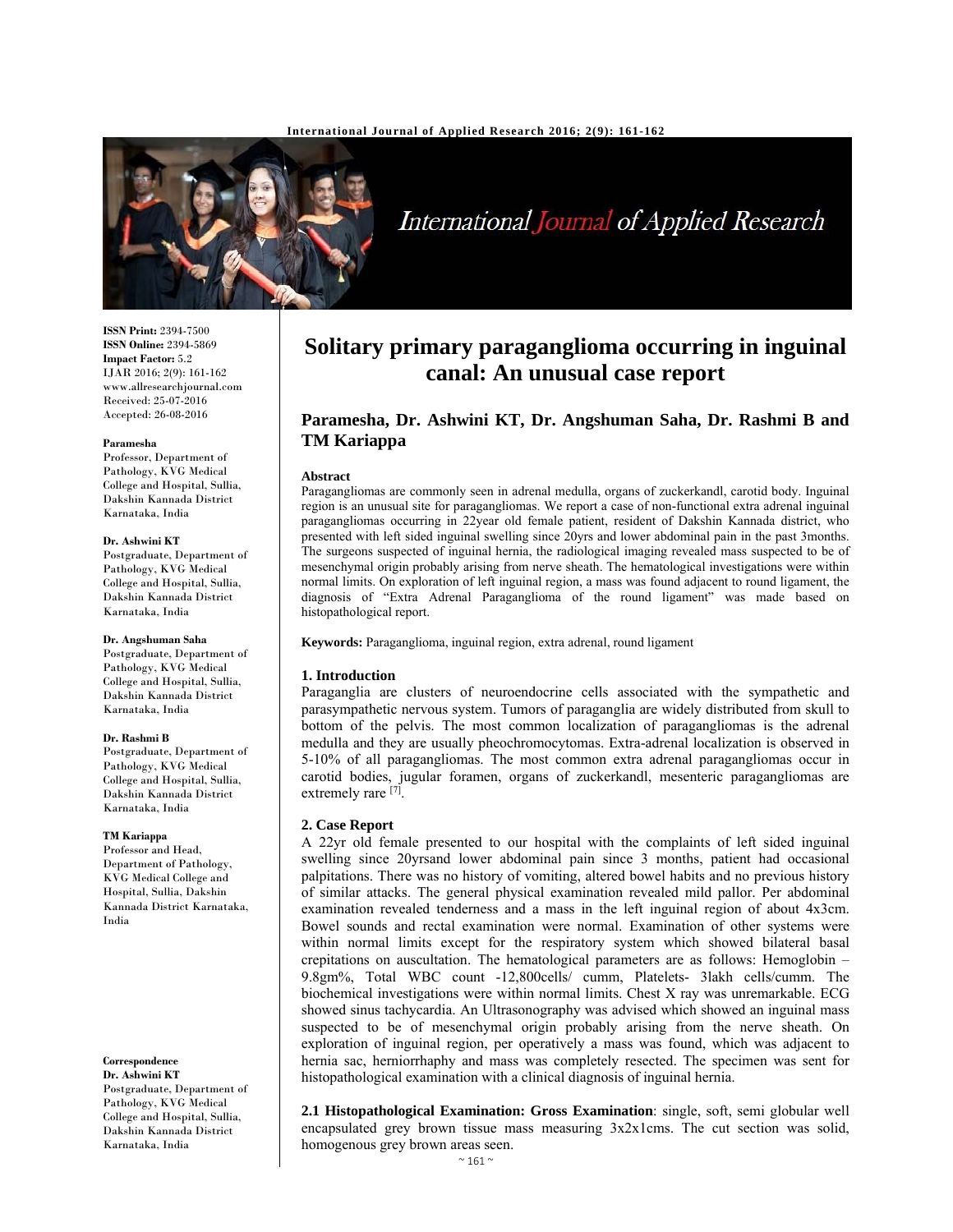ISSN Print: 2394-7500
ISSN Online: 2394-5869
Impact Factor: 5.2
IJAR 2016; 2(9): 161-162
www.allresearchjournal.com
Received: 25-07-2016
Accepted: 26-08-2016

**Paramesha**
Professor, Department of Pathology, KVG Medical College and Hospital, Sullia, Dakshin Kannada District Karnataka, India

**Dr. Ashwini KT**
Postgraduate, Department of Pathology, KVG Medical College and Hospital, Sullia, Dakshin Kannada District Karnataka, India

**Dr. Angshuman Saha**
Postgraduate, Department of Pathology, KVG Medical College and Hospital, Sullia, Dakshin Kannada District Karnataka, India

**Dr. Rashmi B**
Postgraduate, Department of Pathology, KVG Medical College and Hospital, Sullia, Dakshin Kannada District Karnataka, India

**TM Kariappa**
Professor and Head, Department of Pathology, KVG Medical College and Hospital, Sullia, Dakshin Kannada District Karnataka, India

**Correspondence**
**Dr. Ashwini KT**
Postgraduate, Department of Pathology, KVG Medical College and Hospital, Sullia, Dakshin Kannada District Karnataka, India

# Solitary primary paraganglioma occurring in inguinal canal: An unusual case report

**Paramesha, Dr. Ashwini KT, Dr. Angshuman Saha, Dr. Rashmi B and TM Kariappa**

### Abstract

Paragangliomas are commonly seen in adrenal medulla, organs of zuckerkandl, carotid body. Inguinal region is an unusual site for paragangliomas. We report a case of non-functional extra adrenal inguinal paragangliomas occurring in 22year old female patient, resident of Dakshin Kannada district, who presented with left sided inguinal swelling since 20yrs and lower abdominal pain in the past 3months. The surgeons suspected of inguinal hernia, the radiological imaging revealed mass suspected to be of mesenchymal origin probably arising from nerve sheath. The hematological investigations were within normal limits. On exploration of left inguinal region, a mass was found adjacent to round ligament, the diagnosis of "Extra Adrenal Paraganglioma of the round ligament" was made based on histopathological report.

**Keywords:** Paraganglioma, inguinal region, extra adrenal, round ligament

## 1. Introduction

Paraganglia are clusters of neuroendocrine cells associated with the sympathetic and parasympathetic nervous system. Tumors of paraganglia are widely distributed from skull to bottom of the pelvis. The most common localization of paragangliomas is the adrenal medulla and they are usually pheochromocytomas. Extra-adrenal localization is observed in 5-10% of all paragangliomas. The most common extra adrenal paragangliomas occur in carotid bodies, jugular foramen, organs of zuckerkandl, mesenteric paragangliomas are extremely rare [7].

## 2. Case Report

A 22yr old female presented to our hospital with the complaints of left sided inguinal swelling since 20yrsand lower abdominal pain since 3 months, patient had occasional palpitations. There was no history of vomiting, altered bowel habits and no previous history of similar attacks. The general physical examination revealed mild pallor. Per abdominal examination revealed tenderness and a mass in the left inguinal region of about 4x3cm. Bowel sounds and rectal examination were normal. Examination of other systems were within normal limits except for the respiratory system which showed bilateral basal crepitations on auscultation. The hematological parameters are as follows: Hemoglobin – 9.8gm%, Total WBC count -12,800cells/ cumm, Platelets- 3lakh cells/cumm. The biochemical investigations were within normal limits. Chest X ray was unremarkable. ECG showed sinus tachycardia. An Ultrasonography was advised which showed an inguinal mass suspected to be of mesenchymal origin probably arising from the nerve sheath. On exploration of inguinal region, per operatively a mass was found, which was adjacent to hernia sac, herniorrhaphy and mass was completely resected. The specimen was sent for histopathological examination with a clinical diagnosis of inguinal hernia.

**2.1 Histopathological Examination: Gross Examination**: single, soft, semi globular well encapsulated grey brown tissue mass measuring 3x2x1cms. The cut section was solid, homogenous grey brown areas seen.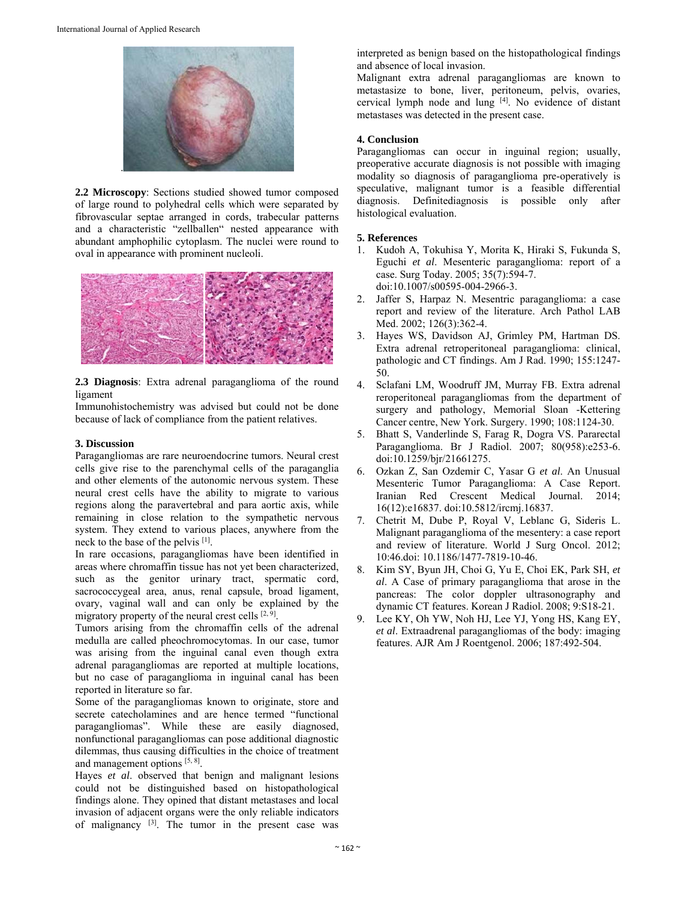**2.2 Microscopy**: Sections studied showed tumor composed of large round to polyhedral cells which were separated by fibrovascular septae arranged in cords, trabecular patterns and a characteristic "zellballen" nested appearance with abundant amphophilic cytoplasm. The nuclei were round to oval in appearance with prominent nucleoli.

**2.3 Diagnosis**: Extra adrenal paraganglioma of the round ligament

Immunohistochemistry was advised but could not be done because of lack of compliance from the patient relatives.

## 3. Discussion

Paragangliomas are rare neuroendocrine tumors. Neural crest cells give rise to the parenchymal cells of the paraganglia and other elements of the autonomic nervous system. These neural crest cells have the ability to migrate to various regions along the paravertebral and para aortic axis, while remaining in close relation to the sympathetic nervous system. They extend to various places, anywhere from the neck to the base of the pelvis [1].

In rare occasions, paragangliomas have been identified in areas where chromaffin tissue has not yet been characterized, such as the genitor urinary tract, spermatic cord, sacrococcygeal area, anus, renal capsule, broad ligament, ovary, vaginal wall and can only be explained by the migratory property of the neural crest cells [2, 9].

Tumors arising from the chromaffin cells of the adrenal medulla are called pheochromocytomas. In our case, tumor was arising from the inguinal canal even though extra adrenal paragangliomas are reported at multiple locations, but no case of paraganglioma in inguinal canal has been reported in literature so far.

Some of the paragangliomas known to originate, store and secrete catecholamines and are hence termed "functional paragangliomas". While these are easily diagnosed, nonfunctional paragangliomas can pose additional diagnostic dilemmas, thus causing difficulties in the choice of treatment and management options [5, 8].

Hayes *et al*. observed that benign and malignant lesions could not be distinguished based on histopathological findings alone. They opined that distant metastases and local invasion of adjacent organs were the only reliable indicators of malignancy [3]. The tumor in the present case was interpreted as benign based on the histopathological findings and absence of local invasion.

Malignant extra adrenal paragangliomas are known to metastasize to bone, liver, peritoneum, pelvis, ovaries, cervical lymph node and lung [4]. No evidence of distant metastases was detected in the present case.

## 4. Conclusion

Paragangliomas can occur in inguinal region; usually, preoperative accurate diagnosis is not possible with imaging modality so diagnosis of paraganglioma pre-operatively is speculative, malignant tumor is a feasible differential diagnosis. Definitediagnosis is possible only after histological evaluation.

## 5. References

1. Kudoh A, Tokuhisa Y, Morita K, Hiraki S, Fukunda S, Eguchi *et al*. Mesenteric paraganglioma: report of a case. Surg Today. 2005; 35(7):594-7. doi:10.1007/s00595-004-2966-3.
2. Jaffer S, Harpaz N. Mesentric paraganglioma: a case report and review of the literature. Arch Pathol LAB Med. 2002; 126(3):362-4.
3. Hayes WS, Davidson AJ, Grimley PM, Hartman DS. Extra adrenal retroperitoneal paraganglioma: clinical, pathologic and CT findings. Am J Rad. 1990; 155:1247-50.
4. Sclafani LM, Woodruff JM, Murray FB. Extra adrenal reroperitoneal paragangliomas from the department of surgery and pathology, Memorial Sloan -Kettering Cancer centre, New York. Surgery. 1990; 108:1124-30.
5. Bhatt S, Vanderlinde S, Farag R, Dogra VS. Pararectal Paraganglioma. Br J Radiol. 2007; 80(958):e253-6. doi:10.1259/bjr/21661275.
6. Ozkan Z, San Ozdemir C, Yasar G *et al*. An Unusual Mesenteric Tumor Paraganglioma: A Case Report. Iranian Red Crescent Medical Journal. 2014; 16(12):e16837. doi:10.5812/ircmj.16837.
7. Chetrit M, Dube P, Royal V, Leblanc G, Sideris L. Malignant paraganglioma of the mesentery: a case report and review of literature. World J Surg Oncol. 2012; 10:46.doi: 10.1186/1477-7819-10-46.
8. Kim SY, Byun JH, Choi G, Yu E, Choi EK, Park SH, *et al*. A Case of primary paraganglioma that arose in the pancreas: The color doppler ultrasonography and dynamic CT features. Korean J Radiol. 2008; 9:S18-21.
9. Lee KY, Oh YW, Noh HJ, Lee YJ, Yong HS, Kang EY, *et al*. Extraadrenal paragangliomas of the body: imaging features. AJR Am J Roentgenol. 2006; 187:492-504.